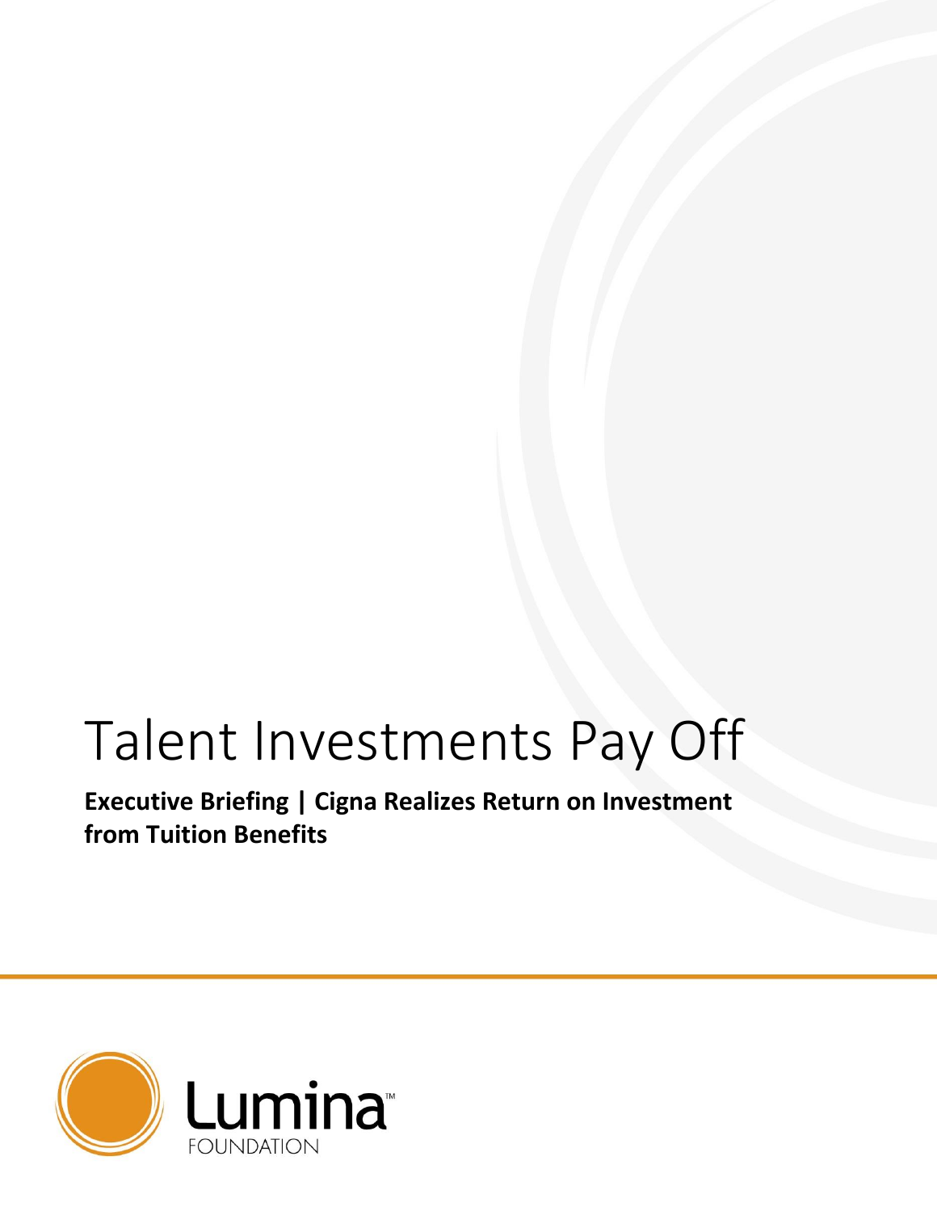# Talent Investments Pay Off

**Executive Briefing | Cigna Realizes Return on Investment from Tuition Benefits**

Lumina FOUNDATION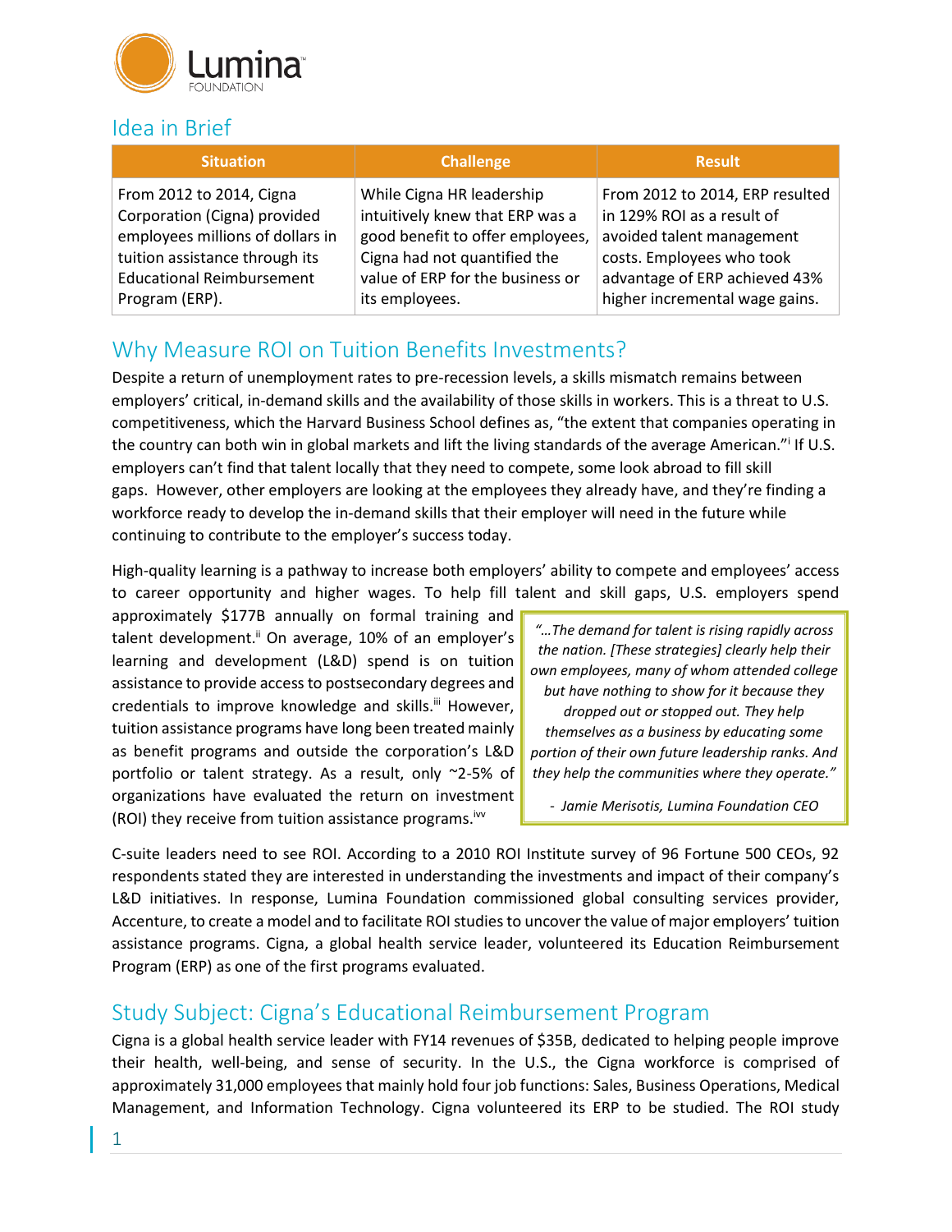## Idea in Brief

| Situation | Challenge | Result |
|---|---|---|
| From 2012 to 2014, Cigna Corporation (Cigna) provided employees millions of dollars in tuition assistance through its Educational Reimbursement Program (ERP). | While Cigna HR leadership intuitively knew that ERP was a good benefit to offer employees, Cigna had not quantified the value of ERP for the business or its employees. | From 2012 to 2014, ERP resulted in 129% ROI as a result of avoided talent management costs. Employees who took advantage of ERP achieved 43% higher incremental wage gains. |

## Why Measure ROI on Tuition Benefits Investments?

Despite a return of unemployment rates to pre-recession levels, a skills mismatch remains between employers' critical, in-demand skills and the availability of those skills in workers. This is a threat to U.S. competitiveness, which the Harvard Business School defines as, "the extent that companies operating in the country can both win in global markets and lift the living standards of the average American."[i] If U.S. employers can't find that talent locally that they need to compete, some look abroad to fill skill gaps. However, other employers are looking at the employees they already have, and they're finding a workforce ready to develop the in-demand skills that their employer will need in the future while continuing to contribute to the employer's success today.

High-quality learning is a pathway to increase both employers' ability to compete and employees' access to career opportunity and higher wages. To help fill talent and skill gaps, U.S. employers spend approximately $177B annually on formal training and talent development.[ii] On average, 10% of an employer's learning and development (L&D) spend is on tuition assistance to provide access to postsecondary degrees and credentials to improve knowledge and skills.[iii] However, tuition assistance programs have long been treated mainly as benefit programs and outside the corporation's L&D portfolio or talent strategy. As a result, only ~2-5% of organizations have evaluated the return on investment (ROI) they receive from tuition assistance programs.[ivv]

> *"…The demand for talent is rising rapidly across the nation. [These strategies] clearly help their own employees, many of whom attended college but have nothing to show for it because they dropped out or stopped out. They help themselves as a business by educating some portion of their own future leadership ranks. And they help the communities where they operate."*
>
> *- Jamie Merisotis, Lumina Foundation CEO*

C-suite leaders need to see ROI. According to a 2010 ROI Institute survey of 96 Fortune 500 CEOs, 92 respondents stated they are interested in understanding the investments and impact of their company's L&D initiatives. In response, Lumina Foundation commissioned global consulting services provider, Accenture, to create a model and to facilitate ROI studies to uncover the value of major employers' tuition assistance programs. Cigna, a global health service leader, volunteered its Education Reimbursement Program (ERP) as one of the first programs evaluated.

## Study Subject: Cigna's Educational Reimbursement Program

Cigna is a global health service leader with FY14 revenues of $35B, dedicated to helping people improve their health, well-being, and sense of security. In the U.S., the Cigna workforce is comprised of approximately 31,000 employees that mainly hold four job functions: Sales, Business Operations, Medical Management, and Information Technology. Cigna volunteered its ERP to be studied. The ROI study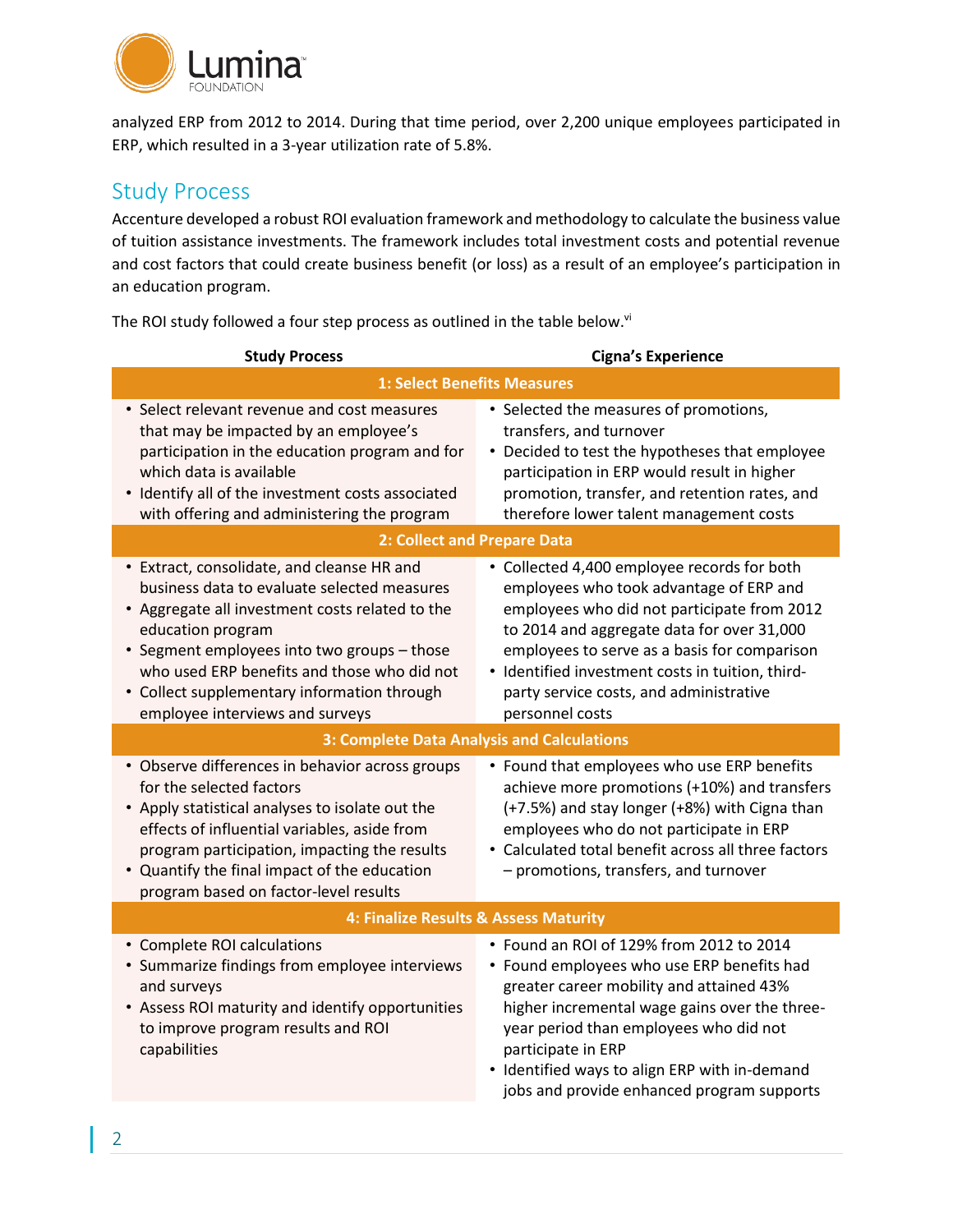analyzed ERP from 2012 to 2014. During that time period, over 2,200 unique employees participated in ERP, which resulted in a 3-year utilization rate of 5.8%.

## Study Process

Accenture developed a robust ROI evaluation framework and methodology to calculate the business value of tuition assistance investments. The framework includes total investment costs and potential revenue and cost factors that could create business benefit (or loss) as a result of an employee's participation in an education program.

The ROI study followed a four step process as outlined in the table below.[vi]

| Study Process | Cigna's Experience |
|---|---|
| **1: Select Benefits Measures** | |
| • Select relevant revenue and cost measures that may be impacted by an employee's participation in the education program and for which data is available<br>• Identify all of the investment costs associated with offering and administering the program | • Selected the measures of promotions, transfers, and turnover<br>• Decided to test the hypotheses that employee participation in ERP would result in higher promotion, transfer, and retention rates, and therefore lower talent management costs |
| **2: Collect and Prepare Data** | |
| • Extract, consolidate, and cleanse HR and business data to evaluate selected measures<br>• Aggregate all investment costs related to the education program<br>• Segment employees into two groups – those who used ERP benefits and those who did not<br>• Collect supplementary information through employee interviews and surveys | • Collected 4,400 employee records for both employees who took advantage of ERP and employees who did not participate from 2012 to 2014 and aggregate data for over 31,000 employees to serve as a basis for comparison<br>• Identified investment costs in tuition, third-party service costs, and administrative personnel costs |
| **3: Complete Data Analysis and Calculations** | |
| • Observe differences in behavior across groups for the selected factors<br>• Apply statistical analyses to isolate out the effects of influential variables, aside from program participation, impacting the results<br>• Quantify the final impact of the education program based on factor-level results | • Found that employees who use ERP benefits achieve more promotions (+10%) and transfers (+7.5%) and stay longer (+8%) with Cigna than employees who do not participate in ERP<br>• Calculated total benefit across all three factors – promotions, transfers, and turnover |
| **4: Finalize Results & Assess Maturity** | |
| • Complete ROI calculations<br>• Summarize findings from employee interviews and surveys<br>• Assess ROI maturity and identify opportunities to improve program results and ROI capabilities | • Found an ROI of 129% from 2012 to 2014<br>• Found employees who use ERP benefits had greater career mobility and attained 43% higher incremental wage gains over the three-year period than employees who did not participate in ERP<br>• Identified ways to align ERP with in-demand jobs and provide enhanced program supports |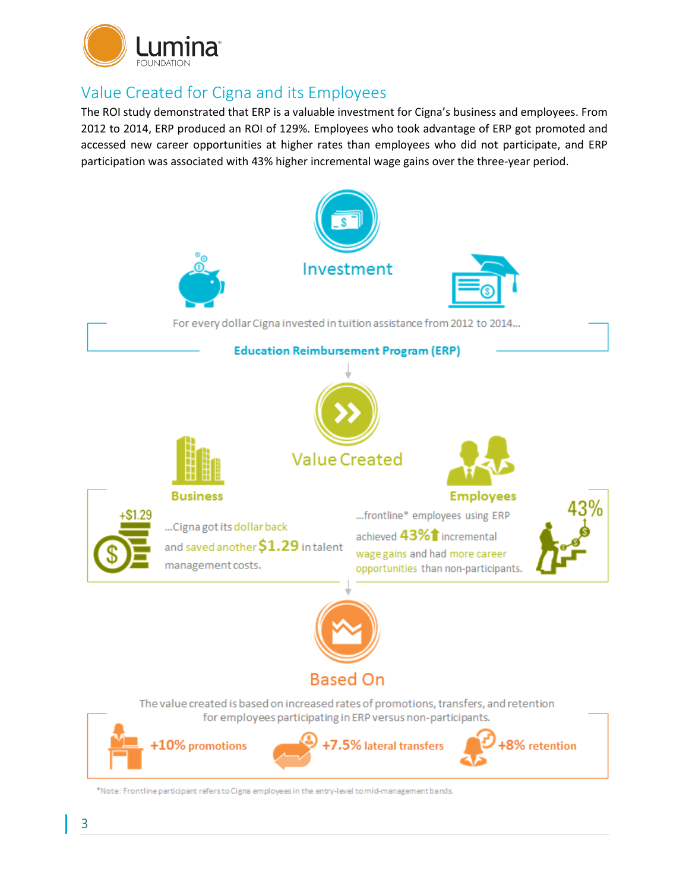## Value Created for Cigna and its Employees

The ROI study demonstrated that ERP is a valuable investment for Cigna's business and employees. From 2012 to 2014, ERP produced an ROI of 129%. Employees who took advantage of ERP got promoted and accessed new career opportunities at higher rates than employees who did not participate, and ERP participation was associated with 43% higher incremental wage gains over the three-year period.

### Investment

For every dollar Cigna invested in tuition assistance from 2012 to 2014...

**Education Reimbursement Program (ERP)**

### Value Created

**Business**

+$1.29

...Cigna got its dollar back and saved another **$1.29** in talent management costs.

**Employees**

43%

...frontline* employees using ERP achieved **43%** incremental wage gains and had more career opportunities than non-participants.

### Based On

The value created is based on increased rates of promotions, transfers, and retention for employees participating in ERP versus non-participants.

**+10%** promotions **+7.5%** lateral transfers **+8%** retention

*Note: Frontline participant refers to Cigna employees in the entry-level to mid-management bands.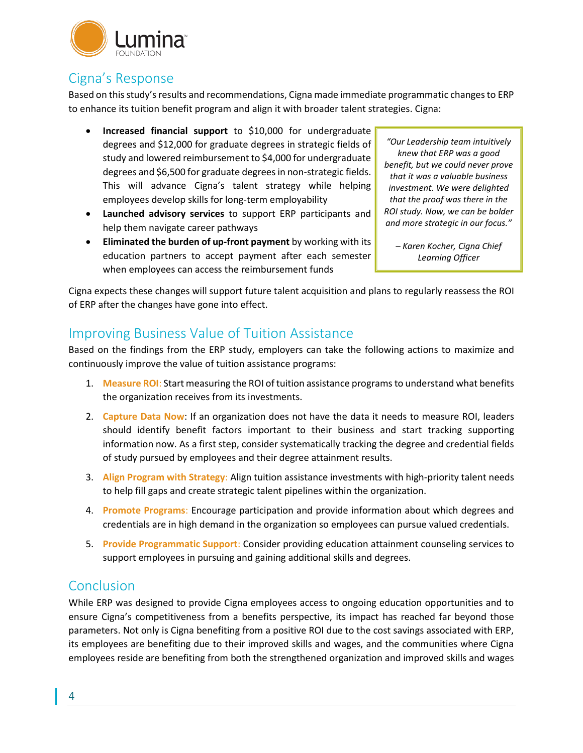## Cigna's Response

Based on this study's results and recommendations, Cigna made immediate programmatic changes to ERP to enhance its tuition benefit program and align it with broader talent strategies. Cigna:

- **Increased financial support** to $10,000 for undergraduate degrees and $12,000 for graduate degrees in strategic fields of study and lowered reimbursement to $4,000 for undergraduate degrees and $6,500 for graduate degrees in non-strategic fields. This will advance Cigna's talent strategy while helping employees develop skills for long-term employability
- **Launched advisory services** to support ERP participants and help them navigate career pathways
- **Eliminated the burden of up-front payment** by working with its education partners to accept payment after each semester when employees can access the reimbursement funds

> *"Our Leadership team intuitively knew that ERP was a good benefit, but we could never prove that it was a valuable business investment. We were delighted that the proof was there in the ROI study. Now, we can be bolder and more strategic in our focus."*
>
> *– Karen Kocher, Cigna Chief Learning Officer*

Cigna expects these changes will support future talent acquisition and plans to regularly reassess the ROI of ERP after the changes have gone into effect.

## Improving Business Value of Tuition Assistance

Based on the findings from the ERP study, employers can take the following actions to maximize and continuously improve the value of tuition assistance programs:

1. **Measure ROI**: Start measuring the ROI of tuition assistance programs to understand what benefits the organization receives from its investments.
2. **Capture Data Now**: If an organization does not have the data it needs to measure ROI, leaders should identify benefit factors important to their business and start tracking supporting information now. As a first step, consider systematically tracking the degree and credential fields of study pursued by employees and their degree attainment results.
3. **Align Program with Strategy**: Align tuition assistance investments with high-priority talent needs to help fill gaps and create strategic talent pipelines within the organization.
4. **Promote Programs**: Encourage participation and provide information about which degrees and credentials are in high demand in the organization so employees can pursue valued credentials.
5. **Provide Programmatic Support**: Consider providing education attainment counseling services to support employees in pursuing and gaining additional skills and degrees.

## Conclusion

While ERP was designed to provide Cigna employees access to ongoing education opportunities and to ensure Cigna's competitiveness from a benefits perspective, its impact has reached far beyond those parameters. Not only is Cigna benefiting from a positive ROI due to the cost savings associated with ERP, its employees are benefiting due to their improved skills and wages, and the communities where Cigna employees reside are benefiting from both the strengthened organization and improved skills and wages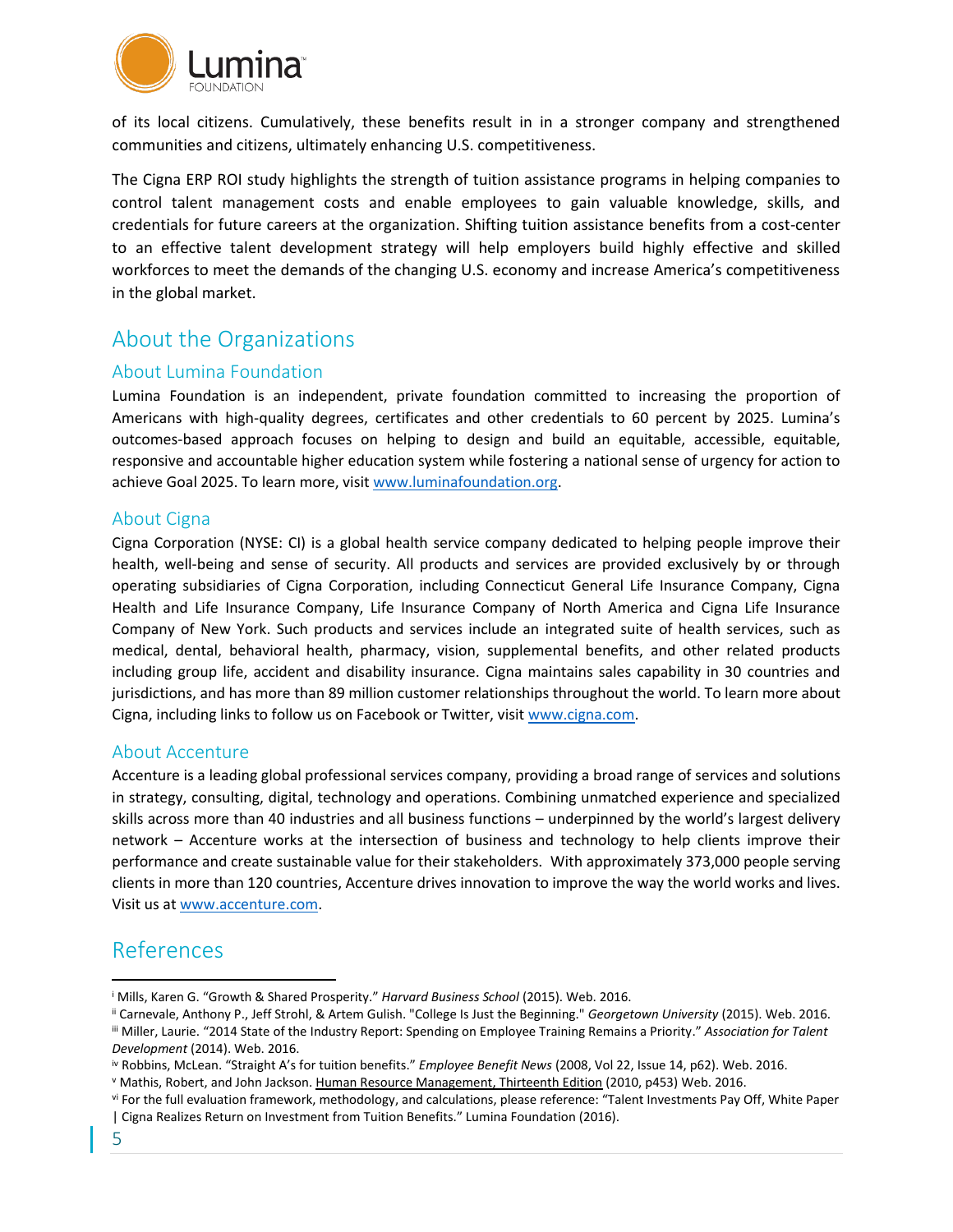of its local citizens. Cumulatively, these benefits result in in a stronger company and strengthened communities and citizens, ultimately enhancing U.S. competitiveness.

The Cigna ERP ROI study highlights the strength of tuition assistance programs in helping companies to control talent management costs and enable employees to gain valuable knowledge, skills, and credentials for future careers at the organization. Shifting tuition assistance benefits from a cost-center to an effective talent development strategy will help employers build highly effective and skilled workforces to meet the demands of the changing U.S. economy and increase America's competitiveness in the global market.

# About the Organizations

## About Lumina Foundation

Lumina Foundation is an independent, private foundation committed to increasing the proportion of Americans with high-quality degrees, certificates and other credentials to 60 percent by 2025. Lumina's outcomes-based approach focuses on helping to design and build an equitable, accessible, equitable, responsive and accountable higher education system while fostering a national sense of urgency for action to achieve Goal 2025. To learn more, visit www.luminafoundation.org.

## About Cigna

Cigna Corporation (NYSE: CI) is a global health service company dedicated to helping people improve their health, well-being and sense of security. All products and services are provided exclusively by or through operating subsidiaries of Cigna Corporation, including Connecticut General Life Insurance Company, Cigna Health and Life Insurance Company, Life Insurance Company of North America and Cigna Life Insurance Company of New York. Such products and services include an integrated suite of health services, such as medical, dental, behavioral health, pharmacy, vision, supplemental benefits, and other related products including group life, accident and disability insurance. Cigna maintains sales capability in 30 countries and jurisdictions, and has more than 89 million customer relationships throughout the world. To learn more about Cigna, including links to follow us on Facebook or Twitter, visit www.cigna.com.

## About Accenture

Accenture is a leading global professional services company, providing a broad range of services and solutions in strategy, consulting, digital, technology and operations. Combining unmatched experience and specialized skills across more than 40 industries and all business functions – underpinned by the world's largest delivery network – Accenture works at the intersection of business and technology to help clients improve their performance and create sustainable value for their stakeholders. With approximately 373,000 people serving clients in more than 120 countries, Accenture drives innovation to improve the way the world works and lives. Visit us at www.accenture.com.

# References

[i] Mills, Karen G. "Growth & Shared Prosperity." *Harvard Business School* (2015). Web. 2016.

[ii] Carnevale, Anthony P., Jeff Strohl, & Artem Gulish. "College Is Just the Beginning." *Georgetown University* (2015). Web. 2016.

[iii] Miller, Laurie. "2014 State of the Industry Report: Spending on Employee Training Remains a Priority." *Association for Talent Development* (2014). Web. 2016.

[iv] Robbins, McLean. "Straight A's for tuition benefits." *Employee Benefit News* (2008, Vol 22, Issue 14, p62). Web. 2016.

[v] Mathis, Robert, and John Jackson. Human Resource Management, Thirteenth Edition (2010, p453) Web. 2016.

[vi] For the full evaluation framework, methodology, and calculations, please reference: "Talent Investments Pay Off, White Paper | Cigna Realizes Return on Investment from Tuition Benefits." Lumina Foundation (2016).